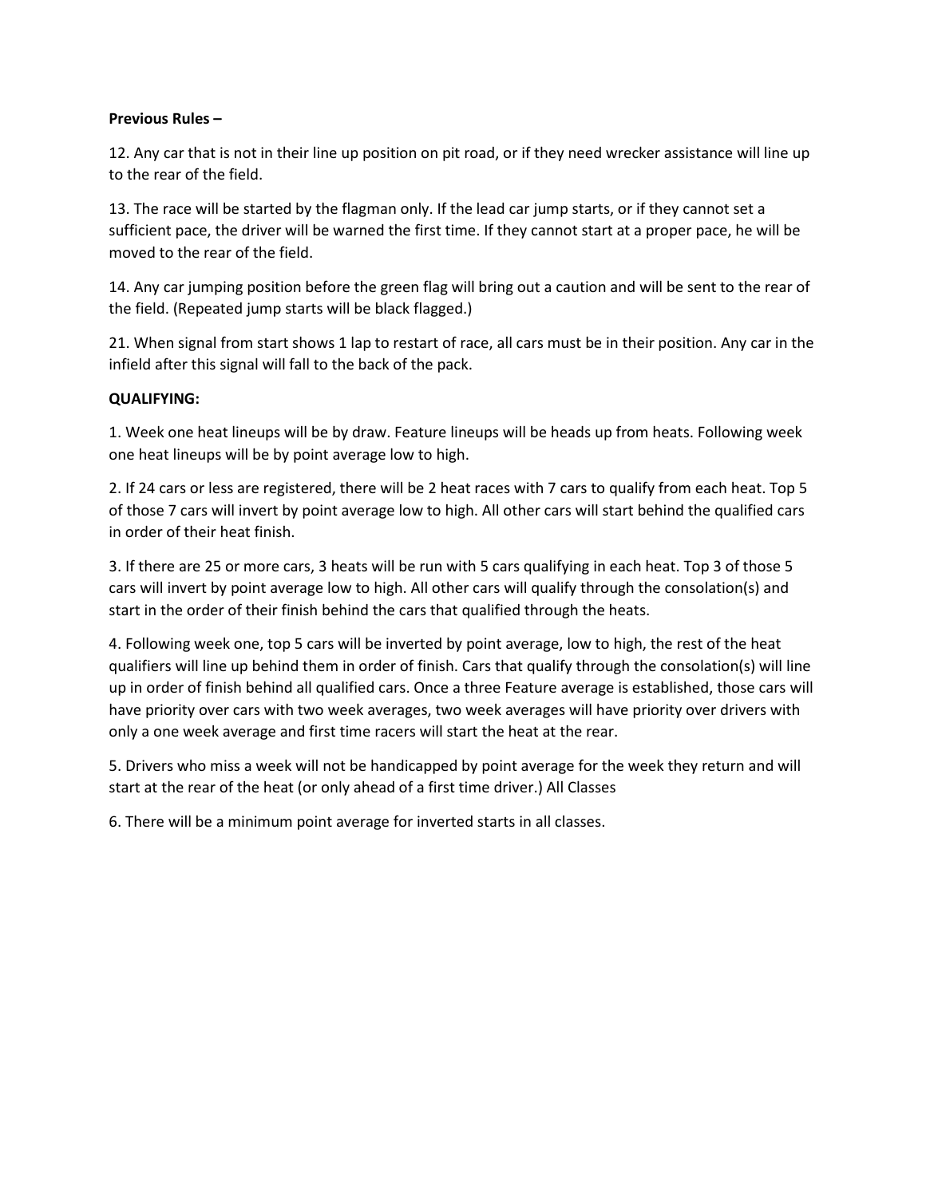**Previous Rules –**

12. Any car that is not in their line up position on pit road, or if they need wrecker assistance will line up to the rear of the field.

13. The race will be started by the flagman only. If the lead car jump starts, or if they cannot set a sufficient pace, the driver will be warned the first time. If they cannot start at a proper pace, he will be moved to the rear of the field.

14. Any car jumping position before the green flag will bring out a caution and will be sent to the rear of the field. (Repeated jump starts will be black flagged.)

21. When signal from start shows 1 lap to restart of race, all cars must be in their position. Any car in the infield after this signal will fall to the back of the pack.

**QUALIFYING:**

1. Week one heat lineups will be by draw. Feature lineups will be heads up from heats. Following week one heat lineups will be by point average low to high.

2. If 24 cars or less are registered, there will be 2 heat races with 7 cars to qualify from each heat. Top 5 of those 7 cars will invert by point average low to high. All other cars will start behind the qualified cars in order of their heat finish.

3. If there are 25 or more cars, 3 heats will be run with 5 cars qualifying in each heat. Top 3 of those 5 cars will invert by point average low to high. All other cars will qualify through the consolation(s) and start in the order of their finish behind the cars that qualified through the heats.

4. Following week one, top 5 cars will be inverted by point average, low to high, the rest of the heat qualifiers will line up behind them in order of finish. Cars that qualify through the consolation(s) will line up in order of finish behind all qualified cars. Once a three Feature average is established, those cars will have priority over cars with two week averages, two week averages will have priority over drivers with only a one week average and first time racers will start the heat at the rear.

5. Drivers who miss a week will not be handicapped by point average for the week they return and will start at the rear of the heat (or only ahead of a first time driver.) All Classes

6. There will be a minimum point average for inverted starts in all classes.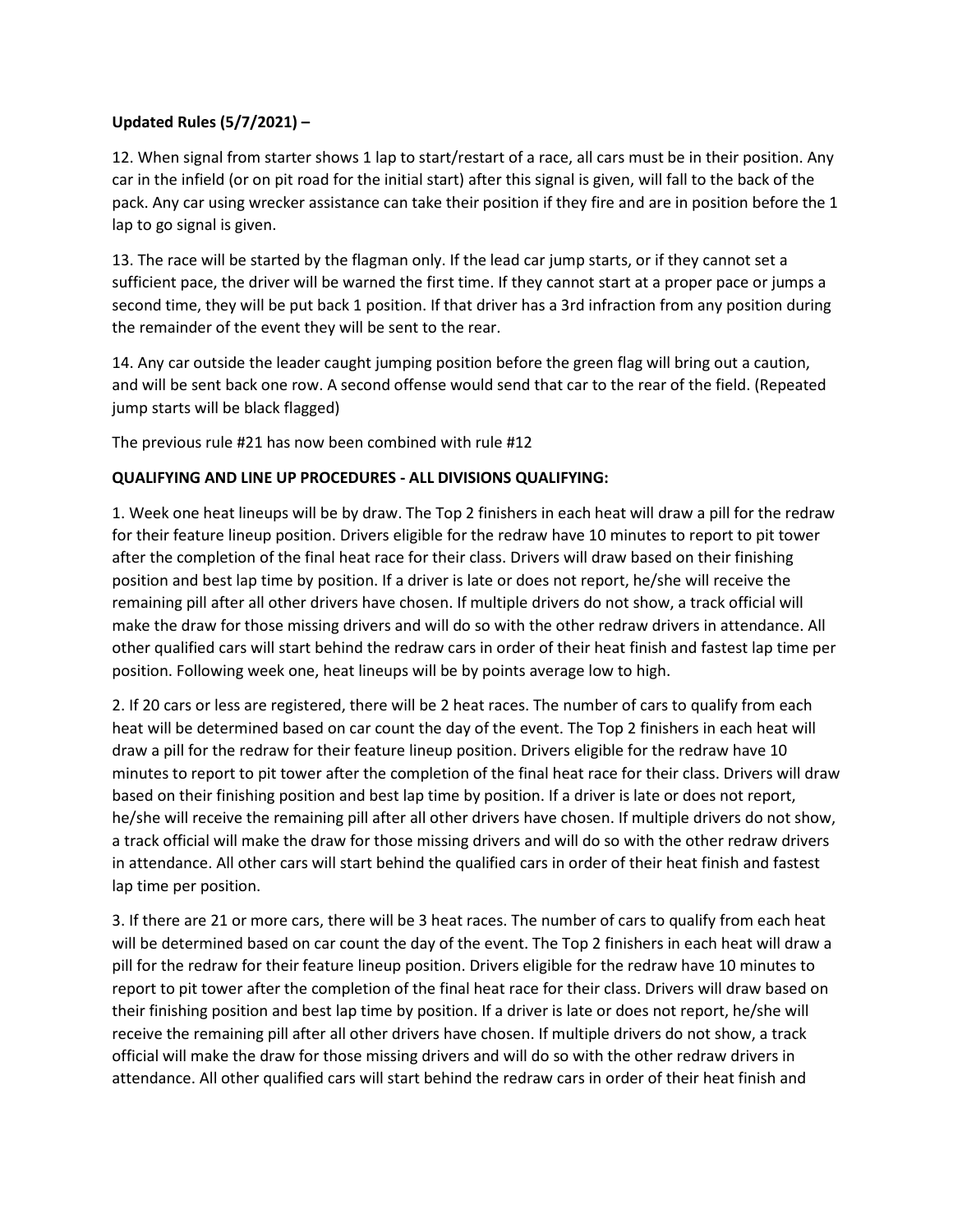**Updated Rules (5/7/2021) –**

12. When signal from starter shows 1 lap to start/restart of a race, all cars must be in their position. Any car in the infield (or on pit road for the initial start) after this signal is given, will fall to the back of the pack. Any car using wrecker assistance can take their position if they fire and are in position before the 1 lap to go signal is given.

13. The race will be started by the flagman only. If the lead car jump starts, or if they cannot set a sufficient pace, the driver will be warned the first time. If they cannot start at a proper pace or jumps a second time, they will be put back 1 position. If that driver has a 3rd infraction from any position during the remainder of the event they will be sent to the rear.

14. Any car outside the leader caught jumping position before the green flag will bring out a caution, and will be sent back one row. A second offense would send that car to the rear of the field. (Repeated jump starts will be black flagged)

The previous rule #21 has now been combined with rule #12

**QUALIFYING AND LINE UP PROCEDURES - ALL DIVISIONS QUALIFYING:**

1. Week one heat lineups will be by draw. The Top 2 finishers in each heat will draw a pill for the redraw for their feature lineup position. Drivers eligible for the redraw have 10 minutes to report to pit tower after the completion of the final heat race for their class. Drivers will draw based on their finishing position and best lap time by position. If a driver is late or does not report, he/she will receive the remaining pill after all other drivers have chosen. If multiple drivers do not show, a track official will make the draw for those missing drivers and will do so with the other redraw drivers in attendance. All other qualified cars will start behind the redraw cars in order of their heat finish and fastest lap time per position. Following week one, heat lineups will be by points average low to high.

2. If 20 cars or less are registered, there will be 2 heat races. The number of cars to qualify from each heat will be determined based on car count the day of the event. The Top 2 finishers in each heat will draw a pill for the redraw for their feature lineup position. Drivers eligible for the redraw have 10 minutes to report to pit tower after the completion of the final heat race for their class. Drivers will draw based on their finishing position and best lap time by position. If a driver is late or does not report, he/she will receive the remaining pill after all other drivers have chosen. If multiple drivers do not show, a track official will make the draw for those missing drivers and will do so with the other redraw drivers in attendance. All other cars will start behind the qualified cars in order of their heat finish and fastest lap time per position.

3. If there are 21 or more cars, there will be 3 heat races. The number of cars to qualify from each heat will be determined based on car count the day of the event. The Top 2 finishers in each heat will draw a pill for the redraw for their feature lineup position. Drivers eligible for the redraw have 10 minutes to report to pit tower after the completion of the final heat race for their class. Drivers will draw based on their finishing position and best lap time by position. If a driver is late or does not report, he/she will receive the remaining pill after all other drivers have chosen. If multiple drivers do not show, a track official will make the draw for those missing drivers and will do so with the other redraw drivers in attendance. All other qualified cars will start behind the redraw cars in order of their heat finish and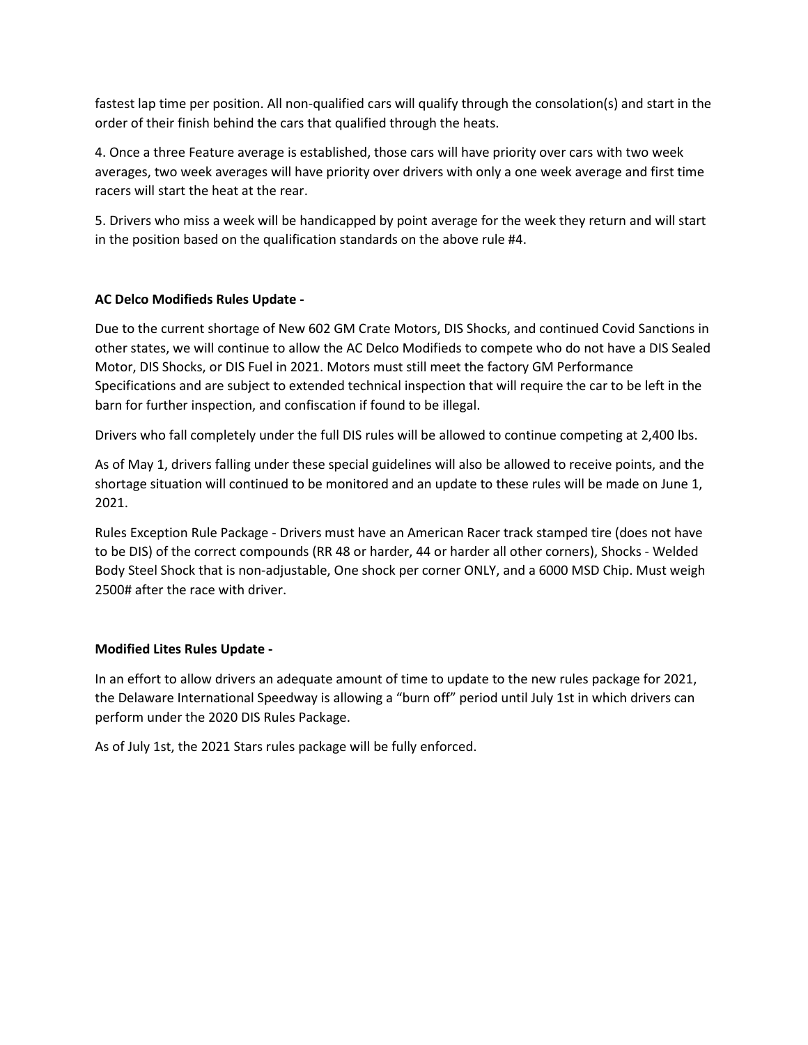fastest lap time per position. All non-qualified cars will qualify through the consolation(s) and start in the order of their finish behind the cars that qualified through the heats.

4. Once a three Feature average is established, those cars will have priority over cars with two week averages, two week averages will have priority over drivers with only a one week average and first time racers will start the heat at the rear.

5. Drivers who miss a week will be handicapped by point average for the week they return and will start in the position based on the qualification standards on the above rule #4.

**AC Delco Modifieds Rules Update -**

Due to the current shortage of New 602 GM Crate Motors, DIS Shocks, and continued Covid Sanctions in other states, we will continue to allow the AC Delco Modifieds to compete who do not have a DIS Sealed Motor, DIS Shocks, or DIS Fuel in 2021. Motors must still meet the factory GM Performance Specifications and are subject to extended technical inspection that will require the car to be left in the barn for further inspection, and confiscation if found to be illegal.

Drivers who fall completely under the full DIS rules will be allowed to continue competing at 2,400 lbs.

As of May 1, drivers falling under these special guidelines will also be allowed to receive points, and the shortage situation will continued to be monitored and an update to these rules will be made on June 1, 2021.

Rules Exception Rule Package - Drivers must have an American Racer track stamped tire (does not have to be DIS) of the correct compounds (RR 48 or harder, 44 or harder all other corners), Shocks - Welded Body Steel Shock that is non-adjustable, One shock per corner ONLY, and a 6000 MSD Chip. Must weigh 2500# after the race with driver.

**Modified Lites Rules Update -**

In an effort to allow drivers an adequate amount of time to update to the new rules package for 2021, the Delaware International Speedway is allowing a "burn off" period until July 1st in which drivers can perform under the 2020 DIS Rules Package.

As of July 1st, the 2021 Stars rules package will be fully enforced.